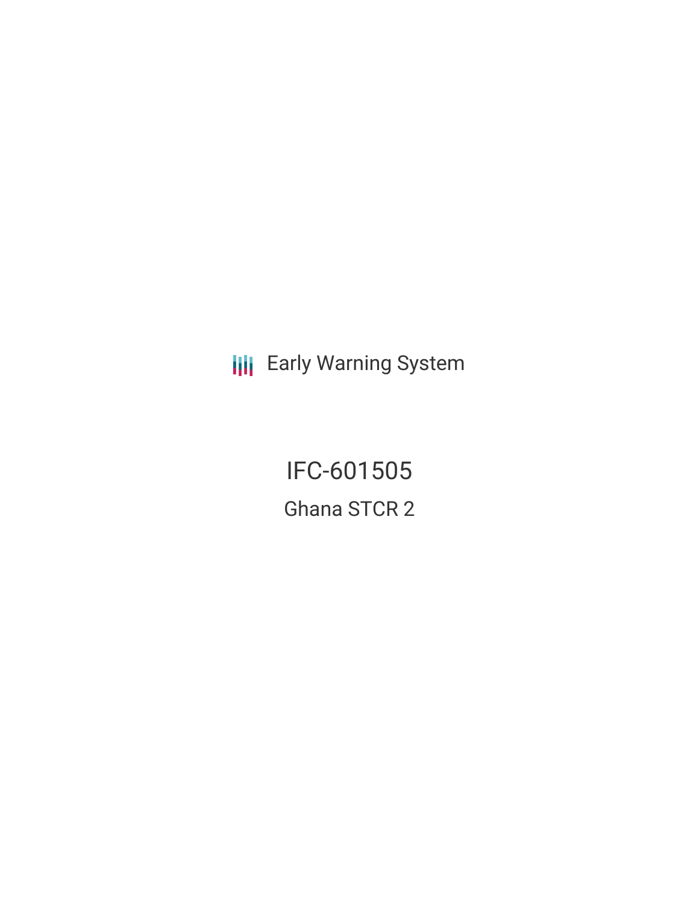Early Warning System

# IFC-601505

## Ghana STCR 2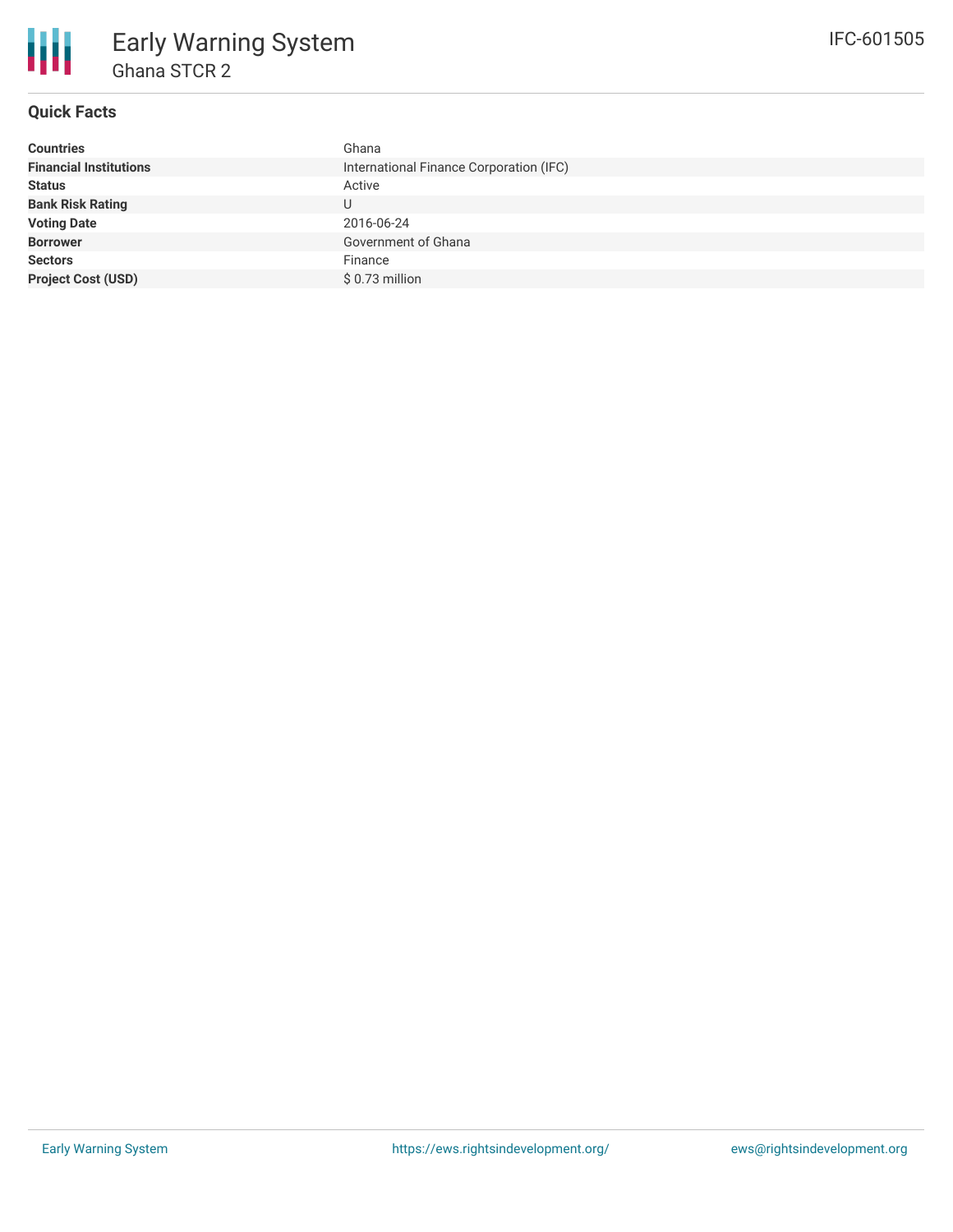# Early Warning System

## Ghana STCR 2

IFC-601505

### Quick Facts

| | |
|---|---|
| **Countries** | Ghana |
| **Financial Institutions** | International Finance Corporation (IFC) |
| **Status** | Active |
| **Bank Risk Rating** | U |
| **Voting Date** | 2016-06-24 |
| **Borrower** | Government of Ghana |
| **Sectors** | Finance |
| **Project Cost (USD)** | $ 0.73 million |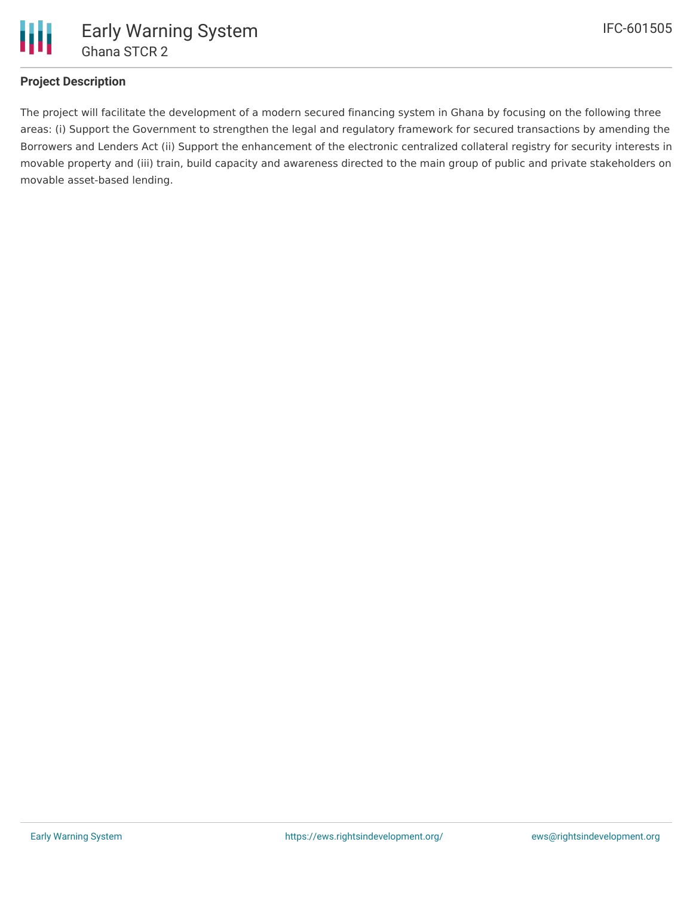### Project Description

The project will facilitate the development of a modern secured financing system in Ghana by focusing on the following three areas: (i) Support the Government to strengthen the legal and regulatory framework for secured transactions by amending the Borrowers and Lenders Act (ii) Support the enhancement of the electronic centralized collateral registry for security interests in movable property and (iii) train, build capacity and awareness directed to the main group of public and private stakeholders on movable asset-based lending.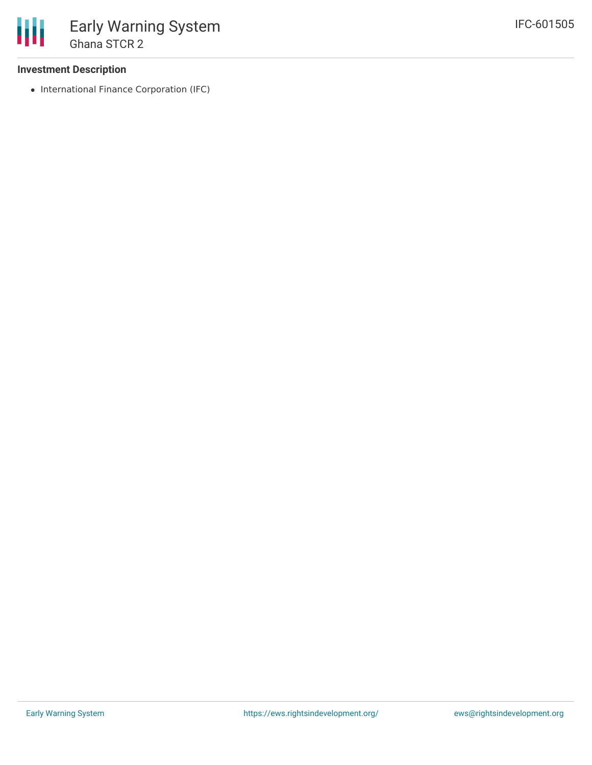**Investment Description**

- International Finance Corporation (IFC)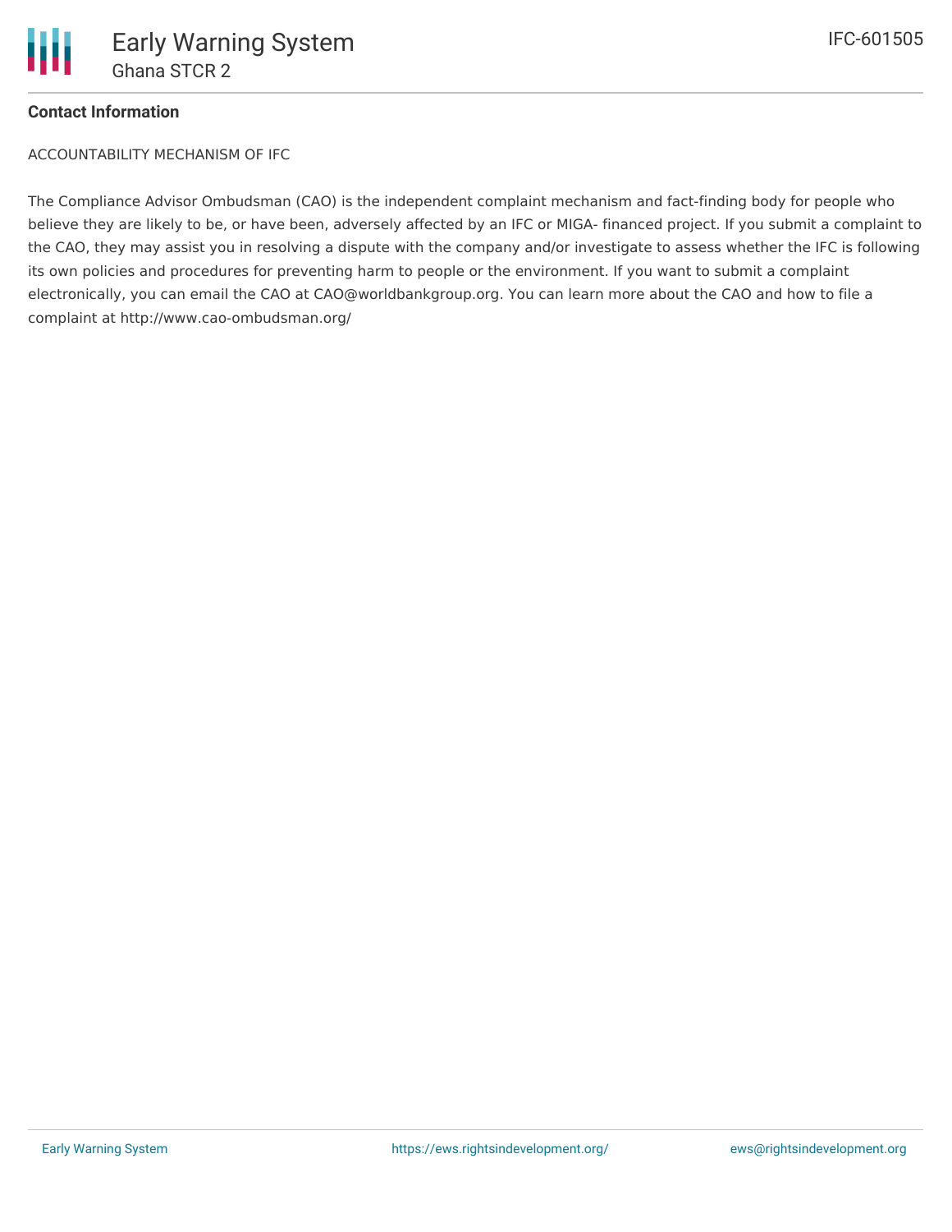**Contact Information**

ACCOUNTABILITY MECHANISM OF IFC

The Compliance Advisor Ombudsman (CAO) is the independent complaint mechanism and fact-finding body for people who believe they are likely to be, or have been, adversely affected by an IFC or MIGA- financed project. If you submit a complaint to the CAO, they may assist you in resolving a dispute with the company and/or investigate to assess whether the IFC is following its own policies and procedures for preventing harm to people or the environment. If you want to submit a complaint electronically, you can email the CAO at CAO@worldbankgroup.org. You can learn more about the CAO and how to file a complaint at http://www.cao-ombudsman.org/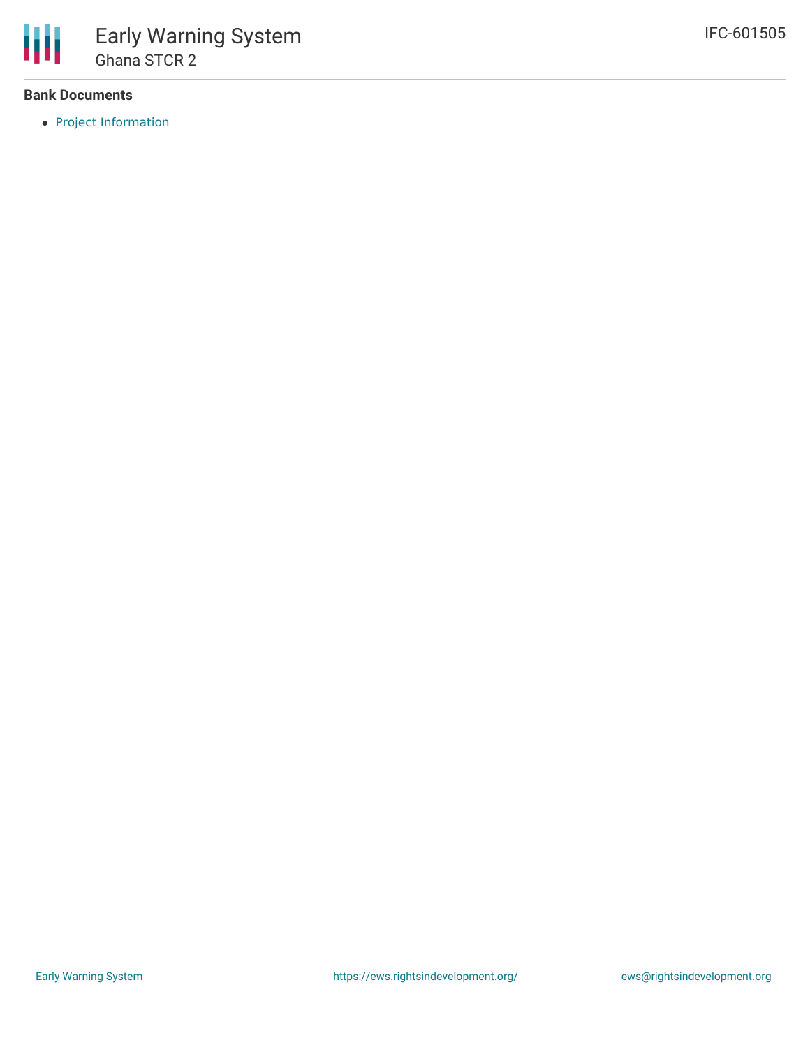**Bank Documents**

- Project Information